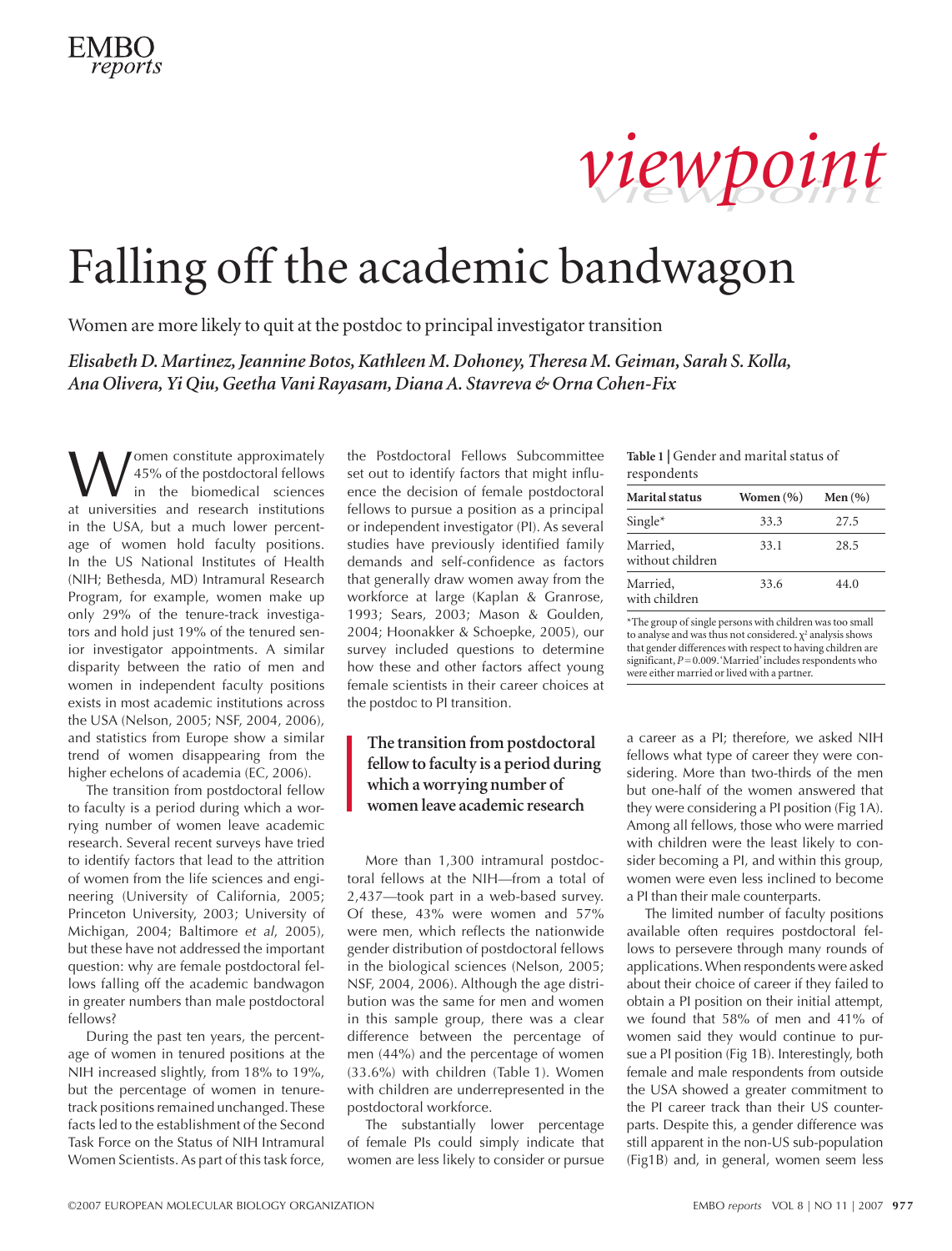viewpoint

# Falling off the academic bandwagon

Women are more likely to quit at the postdoc to principal investigator transition

*Elisabeth D. Martinez, Jeannine Botos, Kathleen M. Dohoney, Theresa M. Geiman, Sarah S. Kolla, Ana Olivera, Yi Qiu, Geetha Vani Rayasam, Diana A. Stavreva & Orna Cohen-Fix*

Women constitute approximately 45% of the postdoctoral fellows in the biomedical sciences at universities and research institutions in the USA, but a much lower percentage of women hold faculty positions. In the US National Institutes of Health (NIH; Bethesda, MD) Intramural Research Program, for example, women make up only 29% of the tenure-track investigators and hold just 19% of the tenured senior investigator appointments. A similar disparity between the ratio of men and women in independent faculty positions exists in most academic institutions across the USA (Nelson, 2005; NSF, 2004, 2006), and statistics from Europe show a similar trend of women disappearing from the higher echelons of academia (EC, 2006).

The transition from postdoctoral fellow to faculty is a period during which a worrying number of women leave academic research. Several recent surveys have tried to identify factors that lead to the attrition of women from the life sciences and engineering (University of California, 2005; Princeton University, 2003; University of Michigan, 2004; Baltimore *et al*, 2005), but these have not addressed the important question: why are female postdoctoral fellows falling off the academic bandwagon in greater numbers than male postdoctoral fellows?

During the past ten years, the percentage of women in tenured positions at the NIH increased slightly, from 18% to 19%, but the percentage of women in tenure-track positions remained unchanged. These facts led to the establishment of the Second Task Force on the Status of NIH Intramural Women Scientists. As part of this task force, the Postdoctoral Fellows Subcommittee set out to identify factors that might influence the decision of female postdoctoral fellows to pursue a position as a principal or independent investigator (PI). As several studies have previously identified family demands and self-confidence as factors that generally draw women away from the workforce at large (Kaplan & Granrose, 1993; Sears, 2003; Mason & Goulden, 2004; Hoonakker & Schoepke, 2005), our survey included questions to determine how these and other factors affect young female scientists in their career choices at the postdoc to PI transition.

> **The transition from postdoctoral fellow to faculty is a period during which a worrying number of women leave academic research**

More than 1,300 intramural postdoctoral fellows at the NIH—from a total of 2,437—took part in a web-based survey. Of these, 43% were women and 57% were men, which reflects the nationwide gender distribution of postdoctoral fellows in the biological sciences (Nelson, 2005; NSF, 2004, 2006). Although the age distribution was the same for men and women in this sample group, there was a clear difference between the percentage of men (44%) and the percentage of women (33.6%) with children (Table 1). Women with children are underrepresented in the postdoctoral workforce.

**Table 1 | Gender and marital status of respondents**

| Marital status | Women (%) | Men (%) |
|---|---|---|
| Single* | 33.3 | 27.5 |
| Married, without children | 33.1 | 28.5 |
| Married, with children | 33.6 | 44.0 |

*The group of single persons with children was too small to analyse and was thus not considered. $\chi^2$ analysis shows that gender differences with respect to having children are significant, $P = 0.009$. 'Married' includes respondents who were either married or lived with a partner.

The substantially lower percentage of female PIs could simply indicate that women are less likely to consider or pursue a career as a PI; therefore, we asked NIH fellows what type of career they were considering. More than two-thirds of the men but one-half of the women answered that they were considering a PI position (Fig 1A). Among all fellows, those who were married with children were the least likely to consider becoming a PI, and within this group, women were even less inclined to become a PI than their male counterparts.

The limited number of faculty positions available often requires postdoctoral fellows to persevere through many rounds of applications. When respondents were asked about their choice of career if they failed to obtain a PI position on their initial attempt, we found that 58% of men and 41% of women said they would continue to pursue a PI position (Fig 1B). Interestingly, both female and male respondents from outside the USA showed a greater commitment to the PI career track than their US counterparts. Despite this, a gender difference was still apparent in the non-US sub-population (Fig1B) and, in general, women seem less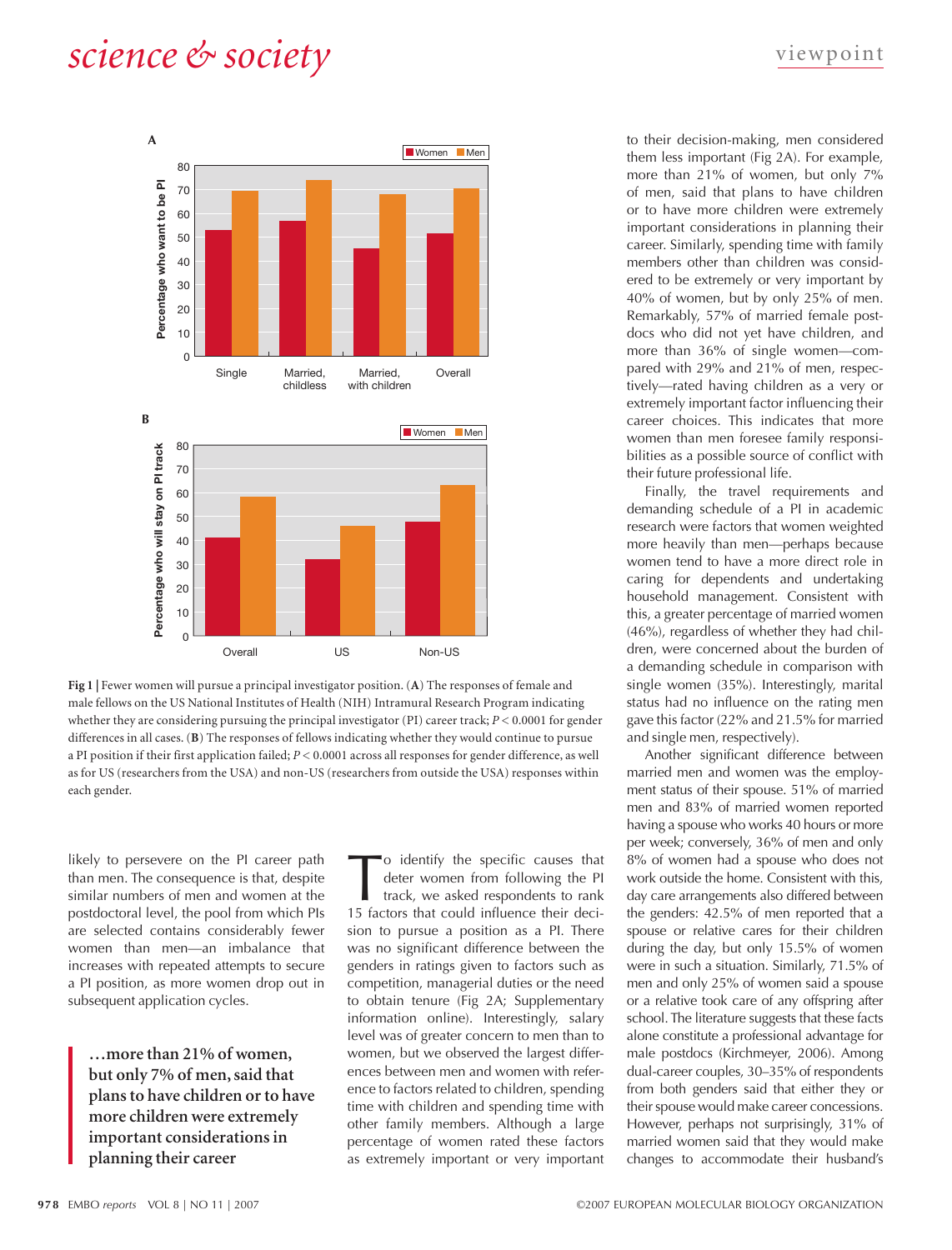Fig 1 | Fewer women will pursue a principal investigator position. (**A**) The responses of female and male fellows on the US National Institutes of Health (NIH) Intramural Research Program indicating whether they are considering pursuing the principal investigator (PI) career track; $P < 0.0001$ for gender differences in all cases. (**B**) The responses of fellows indicating whether they would continue to pursue a PI position if their first application failed; $P < 0.0001$ across all responses for gender difference, as well as for US (researchers from the USA) and non-US (researchers from outside the USA) responses within each gender.

likely to persevere on the PI career path than men. The consequence is that, despite similar numbers of men and women at the postdoctoral level, the pool from which PIs are selected contains considerably fewer women than men—an imbalance that increases with repeated attempts to secure a PI position, as more women drop out in subsequent application cycles.

> **…more than 21% of women, but only 7% of men, said that plans to have children or to have more children were extremely important considerations in planning their career**

To identify the specific causes that deter women from following the PI track, we asked respondents to rank 15 factors that could influence their decision to pursue a position as a PI. There was no significant difference between the genders in ratings given to factors such as competition, managerial duties or the need to obtain tenure (Fig 2A; Supplementary information online). Interestingly, salary level was of greater concern to men than to women, but we observed the largest differences between men and women with reference to factors related to children, spending time with children and spending time with other family members. Although a large percentage of women rated these factors as extremely important or very important to their decision-making, men considered them less important (Fig 2A). For example, more than 21% of women, but only 7% of men, said that plans to have children or to have more children were extremely important considerations in planning their career. Similarly, spending time with family members other than children was considered to be extremely or very important by 40% of women, but by only 25% of men. Remarkably, 57% of married female postdocs who did not yet have children, and more than 36% of single women—compared with 29% and 21% of men, respectively—rated having children as a very or extremely important factor influencing their career choices. This indicates that more women than men foresee family responsibilities as a possible source of conflict with their future professional life.

Finally, the travel requirements and demanding schedule of a PI in academic research were factors that women weighted more heavily than men—perhaps because women tend to have a more direct role in caring for dependents and undertaking household management. Consistent with this, a greater percentage of married women (46%), regardless of whether they had children, were concerned about the burden of a demanding schedule in comparison with single women (35%). Interestingly, marital status had no influence on the rating men gave this factor (22% and 21.5% for married and single men, respectively).

Another significant difference between married men and women was the employment status of their spouse. 51% of married men and 83% of married women reported having a spouse who works 40 hours or more per week; conversely, 36% of men and only 8% of women had a spouse who does not work outside the home. Consistent with this, day care arrangements also differed between the genders: 42.5% of men reported that a spouse or relative cares for their children during the day, but only 15.5% of women were in such a situation. Similarly, 71.5% of men and only 25% of women said a spouse or a relative took care of any offspring after school. The literature suggests that these facts alone constitute a professional advantage for male postdocs (Kirchmeyer, 2006). Among dual-career couples, 30–35% of respondents from both genders said that either they or their spouse would make career concessions. However, perhaps not surprisingly, 31% of married women said that they would make changes to accommodate their husband's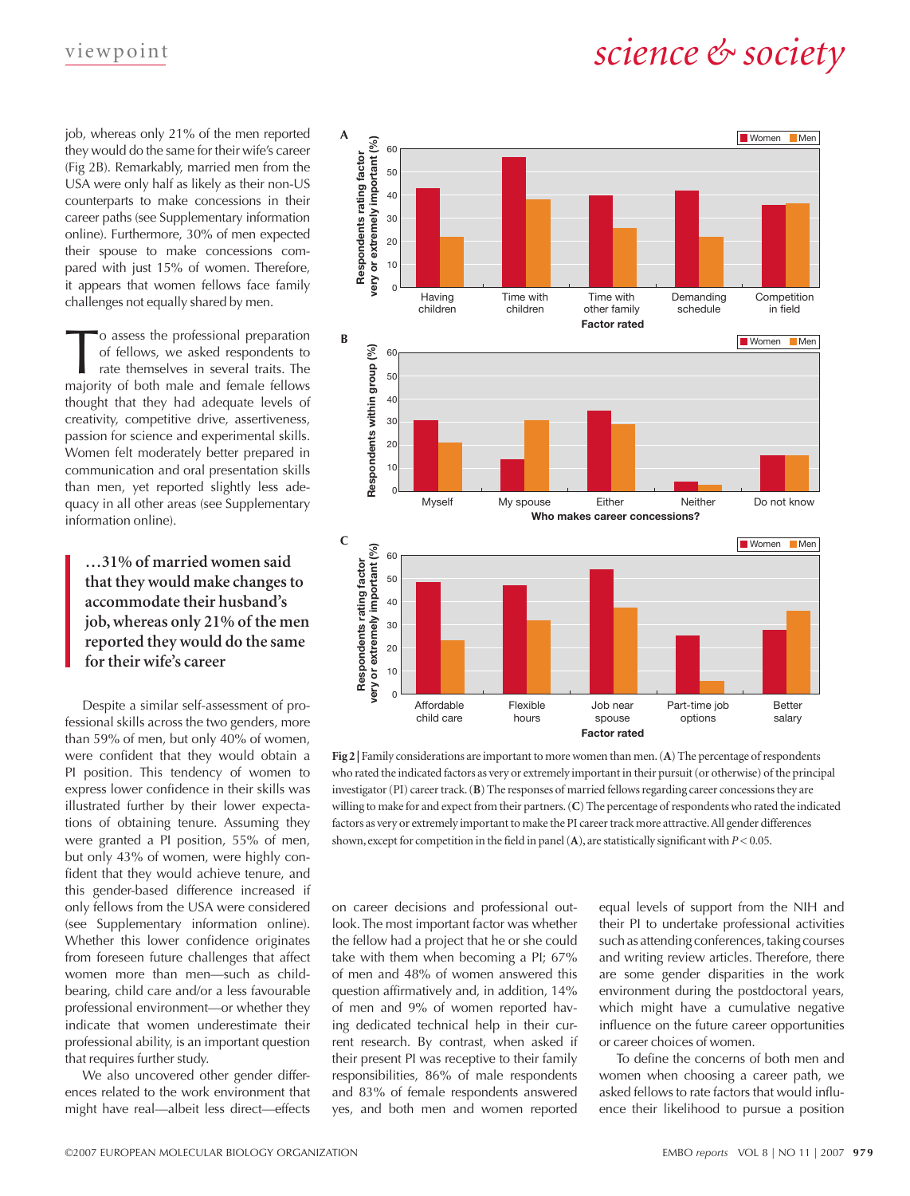job, whereas only 21% of the men reported they would do the same for their wife's career (Fig 2B). Remarkably, married men from the USA were only half as likely as their non-US counterparts to make concessions in their career paths (see Supplementary information online). Furthermore, 30% of men expected their spouse to make concessions compared with just 15% of women. Therefore, it appears that women fellows face family challenges not equally shared by men.

To assess the professional preparation of fellows, we asked respondents to rate themselves in several traits. The majority of both male and female fellows thought that they had adequate levels of creativity, competitive drive, assertiveness, passion for science and experimental skills. Women felt moderately better prepared in communication and oral presentation skills than men, yet reported slightly less adequacy in all other areas (see Supplementary information online).

> **…31% of married women said that they would make changes to accommodate their husband's job, whereas only 21% of the men reported they would do the same for their wife's career**

Despite a similar self-assessment of professional skills across the two genders, more than 59% of men, but only 40% of women, were confident that they would obtain a PI position. This tendency of women to express lower confidence in their skills was illustrated further by their lower expectations of obtaining tenure. Assuming they were granted a PI position, 55% of men, but only 43% of women, were highly confident that they would achieve tenure, and this gender-based difference increased if only fellows from the USA were considered (see Supplementary information online). Whether this lower confidence originates from foreseen future challenges that affect women more than men—such as childbearing, child care and/or a less favourable professional environment—or whether they indicate that women underestimate their professional ability, is an important question that requires further study.

We also uncovered other gender differences related to the work environment that might have real—albeit less direct—effects on career decisions and professional outlook. The most important factor was whether the fellow had a project that he or she could take with them when becoming a PI; 67% of men and 48% of women answered this question affirmatively and, in addition, 14% of men and 9% of women reported having dedicated technical help in their current research. By contrast, when asked if their present PI was receptive to their family responsibilities, 86% of male respondents and 83% of female respondents answered yes, and both men and women reported equal levels of support from the NIH and their PI to undertake professional activities such as attending conferences, taking courses and writing review articles. Therefore, there are some gender disparities in the work environment during the postdoctoral years, which might have a cumulative negative influence on the future career opportunities or career choices of women.

To define the concerns of both men and women when choosing a career path, we asked fellows to rate factors that would influence their likelihood to pursue a position

**Fig 2 | Family considerations are important to more women than men.** (**A**) The percentage of respondents who rated the indicated factors as very or extremely important in their pursuit (or otherwise) of the principal investigator (PI) career track. (**B**) The responses of married fellows regarding career concessions they are willing to make for and expect from their partners. (**C**) The percentage of respondents who rated the indicated factors as very or extremely important to make the PI career track more attractive. All gender differences shown, except for competition in the field in panel (**A**), are statistically significant with $P < 0.05$.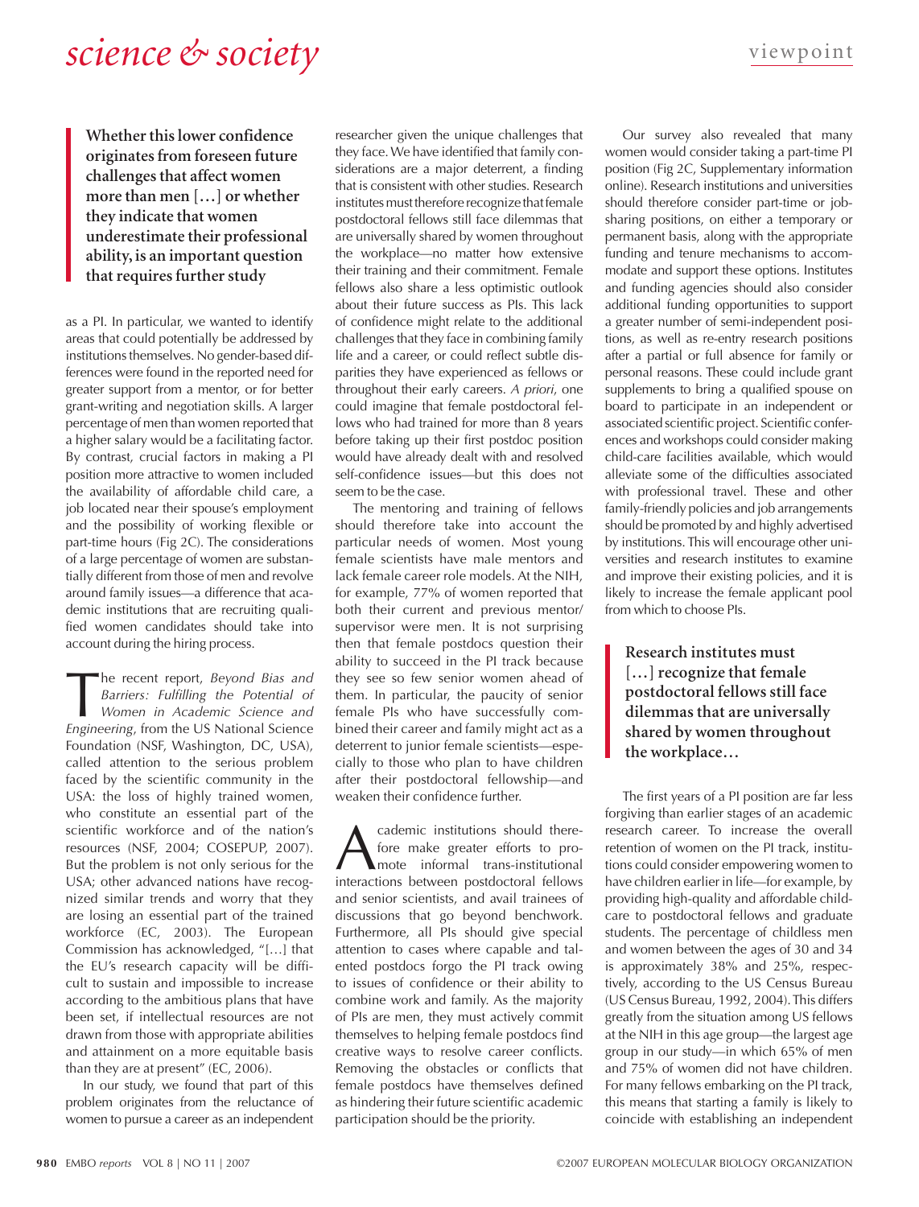> **Whether this lower confidence originates from foreseen future challenges that affect women more than men […] or whether they indicate that women underestimate their professional ability, is an important question that requires further study**

as a PI. In particular, we wanted to identify areas that could potentially be addressed by institutions themselves. No gender-based differences were found in the reported need for greater support from a mentor, or for better grant-writing and negotiation skills. A larger percentage of men than women reported that a higher salary would be a facilitating factor. By contrast, crucial factors in making a PI position more attractive to women included the availability of affordable child care, a job located near their spouse's employment and the possibility of working flexible or part-time hours (Fig 2C). The considerations of a large percentage of women are substantially different from those of men and revolve around family issues—a difference that academic institutions that are recruiting qualified women candidates should take into account during the hiring process.

The recent report, *Beyond Bias and Barriers: Fulfilling the Potential of Women in Academic Science and Engineering*, from the US National Science Foundation (NSF, Washington, DC, USA), called attention to the serious problem faced by the scientific community in the USA: the loss of highly trained women, who constitute an essential part of the scientific workforce and of the nation's resources (NSF, 2004; COSEPUP, 2007). But the problem is not only serious for the USA; other advanced nations have recognized similar trends and worry that they are losing an essential part of the trained workforce (EC, 2003). The European Commission has acknowledged, "[…] that the EU's research capacity will be difficult to sustain and impossible to increase according to the ambitious plans that have been set, if intellectual resources are not drawn from those with appropriate abilities and attainment on a more equitable basis than they are at present" (EC, 2006).

In our study, we found that part of this problem originates from the reluctance of women to pursue a career as an independent researcher given the unique challenges that they face. We have identified that family considerations are a major deterrent, a finding that is consistent with other studies. Research institutes must therefore recognize that female postdoctoral fellows still face dilemmas that are universally shared by women throughout the workplace—no matter how extensive their training and their commitment. Female fellows also share a less optimistic outlook about their future success as PIs. This lack of confidence might relate to the additional challenges that they face in combining family life and a career, or could reflect subtle disparities they have experienced as fellows or throughout their early careers. *A priori*, one could imagine that female postdoctoral fellows who had trained for more than 8 years before taking up their first postdoc position would have already dealt with and resolved self-confidence issues—but this does not seem to be the case.

The mentoring and training of fellows should therefore take into account the particular needs of women. Most young female scientists have male mentors and lack female career role models. At the NIH, for example, 77% of women reported that both their current and previous mentor/supervisor were men. It is not surprising then that female postdocs question their ability to succeed in the PI track because they see so few senior women ahead of them. In particular, the paucity of senior female PIs who have successfully combined their career and family might act as a deterrent to junior female scientists—especially to those who plan to have children after their postdoctoral fellowship—and weaken their confidence further.

Academic institutions should therefore make greater efforts to promote informal trans-institutional interactions between postdoctoral fellows and senior scientists, and avail trainees of discussions that go beyond benchwork. Furthermore, all PIs should give special attention to cases where capable and talented postdocs forgo the PI track owing to issues of confidence or their ability to combine work and family. As the majority of PIs are men, they must actively commit themselves to helping female postdocs find creative ways to resolve career conflicts. Removing the obstacles or conflicts that female postdocs have themselves defined as hindering their future scientific academic participation should be the priority.

Our survey also revealed that many women would consider taking a part-time PI position (Fig 2C, Supplementary information online). Research institutions and universities should therefore consider part-time or job-sharing positions, on either a temporary or permanent basis, along with the appropriate funding and tenure mechanisms to accommodate and support these options. Institutes and funding agencies should also consider additional funding opportunities to support a greater number of semi-independent positions, as well as re-entry research positions after a partial or full absence for family or personal reasons. These could include grant supplements to bring a qualified spouse on board to participate in an independent or associated scientific project. Scientific conferences and workshops could consider making child-care facilities available, which would alleviate some of the difficulties associated with professional travel. These and other family-friendly policies and job arrangements should be promoted by and highly advertised by institutions. This will encourage other universities and research institutes to examine and improve their existing policies, and it is likely to increase the female applicant pool from which to choose PIs.

> **Research institutes must […] recognize that female postdoctoral fellows still face dilemmas that are universally shared by women throughout the workplace…**

The first years of a PI position are far less forgiving than earlier stages of an academic research career. To increase the overall retention of women on the PI track, institutions could consider empowering women to have children earlier in life—for example, by providing high-quality and affordable child-care to postdoctoral fellows and graduate students. The percentage of childless men and women between the ages of 30 and 34 is approximately 38% and 25%, respectively, according to the US Census Bureau (US Census Bureau, 1992, 2004). This differs greatly from the situation among US fellows at the NIH in this age group—the largest age group in our study—in which 65% of men and 75% of women did not have children. For many fellows embarking on the PI track, this means that starting a family is likely to coincide with establishing an independent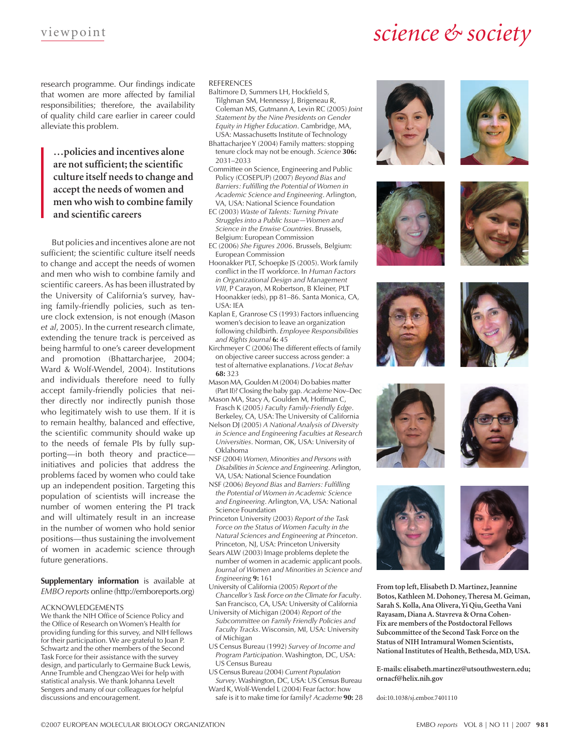research programme. Our findings indicate that women are more affected by familial responsibilities; therefore, the availability of quality child care earlier in career could alleviate this problem.

> **…policies and incentives alone are not sufficient; the scientific culture itself needs to change and accept the needs of women and men who wish to combine family and scientific careers**

But policies and incentives alone are not sufficient; the scientific culture itself needs to change and accept the needs of women and men who wish to combine family and scientific careers. As has been illustrated by the University of California's survey, having family-friendly policies, such as tenure clock extension, is not enough (Mason *et al*, 2005). In the current research climate, extending the tenure track is perceived as being harmful to one's career development and promotion (Bhattacharjee, 2004; Ward & Wolf-Wendel, 2004). Institutions and individuals therefore need to fully accept family-friendly policies that neither directly nor indirectly punish those who legitimately wish to use them. If it is to remain healthy, balanced and effective, the scientific community should wake up to the needs of female PIs by fully supporting—in both theory and practice—initiatives and policies that address the problems faced by women who could take up an independent position. Targeting this population of scientists will increase the number of women entering the PI track and will ultimately result in an increase in the number of women who hold senior positions—thus sustaining the involvement of women in academic science through future generations.

**Supplementary information** is available at *EMBO reports* online (http://emboreports.org)

ACKNOWLEDGEMENTS
We thank the NIH Office of Science Policy and the Office of Research on Women's Health for providing funding for this survey, and NIH fellows for their participation. We are grateful to Joan P. Schwartz and the other members of the Second Task Force for their assistance with the survey design, and particularly to Germaine Buck Lewis, Anne Trumble and Chengzao Wei for help with statistical analysis. We thank Johanna Levelt Sengers and many of our colleagues for helpful discussions and encouragement.

REFERENCES
Baltimore D, Summers LH, Hockfield S, Tilghman SM, Hennessy J, Brigeneau R, Coleman MS, Gutmann A, Levin RC (2005) *Joint Statement by the Nine Presidents on Gender Equity in Higher Education*. Cambridge, MA, USA: Massachusetts Institute of Technology
Bhattacharjee Y (2004) Family matters: stopping tenure clock may not be enough. *Science* **306:** 2031–2033
Committee on Science, Engineering and Public Policy (COSEPUP) (2007) *Beyond Bias and Barriers: Fulfilling the Potential of Women in Academic Science and Engineering*. Arlington, VA, USA: National Science Foundation
EC (2003) *Waste of Talents: Turning Private Struggles into a Public Issue—Women and Science in the Enwise Countries*. Brussels, Belgium: European Commission
EC (2006) *She Figures 2006*. Brussels, Belgium: European Commission
Hoonakker PLT, Schoepke JS (2005). Work family conflict in the IT workforce. In *Human Factors in Organizational Design and Management VIII,* P Carayon, M Robertson, B Kleiner, PLT Hoonakker (eds), pp 81–86. Santa Monica, CA, USA: IEA
Kaplan E, Granrose CS (1993) Factors influencing women's decision to leave an organization following childbirth. *Employee Responsibilities and Rights Journal* **6:** 45
Kirchmeyer C (2006) The different effects of family on objective career success across gender: a test of alternative explanations. *J Vocat Behav* **68:** 323
Mason MA, Goulden M (2004) Do babies matter (Part II)? Closing the baby gap. *Academe* Nov–Dec
Mason MA, Stacy A, Goulden M, Hoffman C, Frasch K (2005*) Faculty Family-Friendly Edge*. Berkeley, CA, USA: The University of California
Nelson DJ (2005) *A National Analysis of Diversity in Science and Engineering Faculties at Research Universities*. Norman, OK, USA: University of Oklahoma
NSF (2004) *Women, Minorities and Persons with Disabilities in Science and Engineering*. Arlington, VA, USA: National Science Foundation
NSF (2006) *Beyond Bias and Barriers: Fulfilling the Potential of Women in Academic Science and Engineering*. Arlington, VA, USA: National Science Foundation
Princeton University (2003) *Report of the Task Force on the Status of Women Faculty in the Natural Sciences and Engineering at Princeton*. Princeton, NJ, USA: Princeton University
Sears ALW (2003) Image problems deplete the number of women in academic applicant pools. *Journal of Women and Minorities in Science and Engineering* **9:** 161
University of California (2005) *Report of the Chancellor's Task Force on the Climate for Faculty*. San Francisco, CA, USA: University of California
University of Michigan (2004) *Report of the Subcommittee on Family Friendly Policies and Faculty Tracks*. Wisconsin, MI, USA: University of Michigan
US Census Bureau (1992) *Survey of Income and Program Participation*. Washington, DC, USA: US Census Bureau
US Census Bureau (2004) *Current Population Survey*. Washington, DC, USA: US Census Bureau
Ward K, Wolf-Wendel L (2004) Fear factor: how safe is it to make time for family? *Academe* **90:** 28

**From top left, Elisabeth D. Martinez, Jeannine Botos, Kathleen M. Dohoney, Theresa M. Geiman, Sarah S. Kolla, Ana Olivera, Yi Qiu, Geetha Vani Rayasam, Diana A. Stavreva & Orna Cohen-Fix are members of the Postdoctoral Fellows Subcommittee of the Second Task Force on the Status of NIH Intramural Women Scientists, National Institutes of Health, Bethesda, MD, USA.**

**E-mails: elisabeth.martinez@utsouthwestern.edu; ornacf@helix.nih.gov**

doi:10.1038/sj.embor.7401110